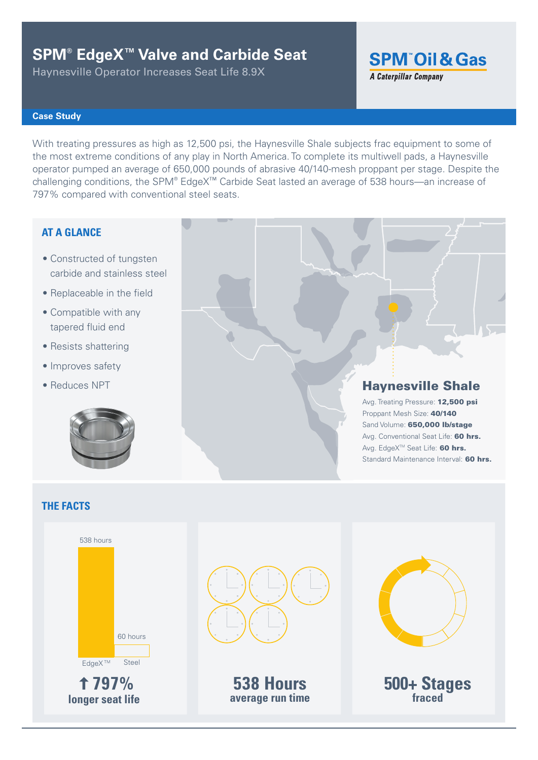# SPM® EdgeX™ Valve and Carbide Seat

Haynesville Operator Increases Seat Life 8.9X

SPM™ Oil & Gas
*A Caterpillar Company*

**Case Study**

With treating pressures as high as 12,500 psi, the Haynesville Shale subjects frac equipment to some of the most extreme conditions of any play in North America. To complete its multiwell pads, a Haynesville operator pumped an average of 650,000 pounds of abrasive 40/140-mesh proppant per stage. Despite the challenging conditions, the SPM® EdgeX™ Carbide Seat lasted an average of 538 hours—an increase of 797% compared with conventional steel seats.

## AT A GLANCE

- Constructed of tungsten carbide and stainless steel
- Replaceable in the field
- Compatible with any tapered fluid end
- Resists shattering
- Improves safety
- Reduces NPT

### Haynesville Shale

Avg. Treating Pressure: **12,500 psi**
Proppant Mesh Size: **40/140**
Sand Volume: **650,000 lb/stage**
Avg. Conventional Seat Life: **60 hrs.**
Avg. EdgeX™ Seat Life: **60 hrs.**
Standard Maintenance Interval: **60 hrs.**

## THE FACTS

538 hours — EdgeX™
60 hours — Steel

**↑ 797%**
**longer seat life**

**538 Hours**
**average run time**

**500+ Stages**
**fraced**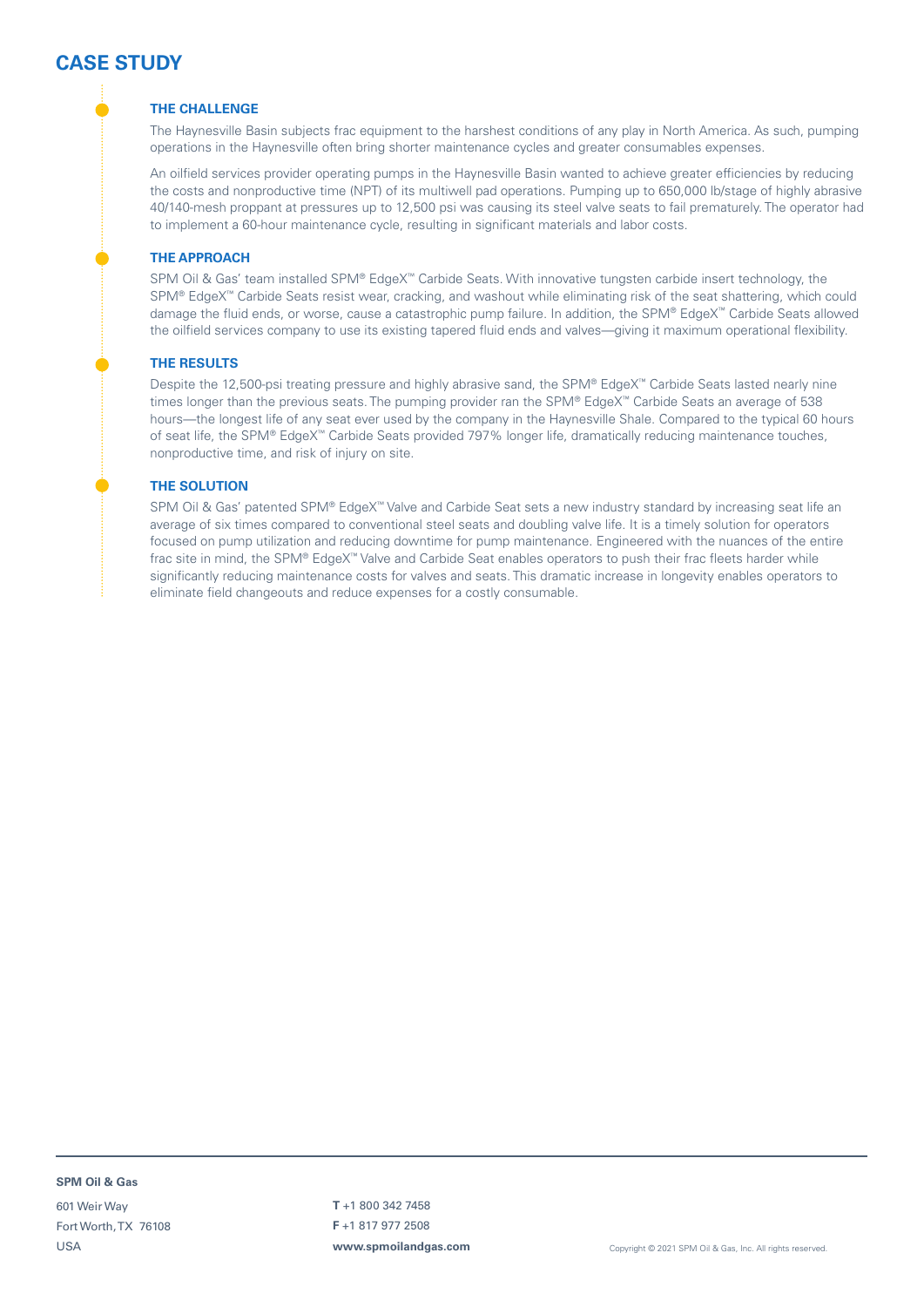# CASE STUDY

## THE CHALLENGE

The Haynesville Basin subjects frac equipment to the harshest conditions of any play in North America. As such, pumping operations in the Haynesville often bring shorter maintenance cycles and greater consumables expenses.

An oilfield services provider operating pumps in the Haynesville Basin wanted to achieve greater efficiencies by reducing the costs and nonproductive time (NPT) of its multiwell pad operations. Pumping up to 650,000 lb/stage of highly abrasive 40/140-mesh proppant at pressures up to 12,500 psi was causing its steel valve seats to fail prematurely. The operator had to implement a 60-hour maintenance cycle, resulting in significant materials and labor costs.

## THE APPROACH

SPM Oil & Gas' team installed SPM® EdgeX™ Carbide Seats. With innovative tungsten carbide insert technology, the SPM® EdgeX™ Carbide Seats resist wear, cracking, and washout while eliminating risk of the seat shattering, which could damage the fluid ends, or worse, cause a catastrophic pump failure. In addition, the SPM® EdgeX™ Carbide Seats allowed the oilfield services company to use its existing tapered fluid ends and valves—giving it maximum operational flexibility.

## THE RESULTS

Despite the 12,500-psi treating pressure and highly abrasive sand, the SPM® EdgeX™ Carbide Seats lasted nearly nine times longer than the previous seats. The pumping provider ran the SPM® EdgeX™ Carbide Seats an average of 538 hours—the longest life of any seat ever used by the company in the Haynesville Shale. Compared to the typical 60 hours of seat life, the SPM® EdgeX™ Carbide Seats provided 797% longer life, dramatically reducing maintenance touches, nonproductive time, and risk of injury on site.

## THE SOLUTION

SPM Oil & Gas' patented SPM® EdgeX™ Valve and Carbide Seat sets a new industry standard by increasing seat life an average of six times compared to conventional steel seats and doubling valve life. It is a timely solution for operators focused on pump utilization and reducing downtime for pump maintenance. Engineered with the nuances of the entire frac site in mind, the SPM® EdgeX™ Valve and Carbide Seat enables operators to push their frac fleets harder while significantly reducing maintenance costs for valves and seats. This dramatic increase in longevity enables operators to eliminate field changeouts and reduce expenses for a costly consumable.

---

**SPM Oil & Gas**

601 Weir Way
Fort Worth, TX 76108
USA

**T** +1 800 342 7458
**F** +1 817 977 2508
**www.spmoilandgas.com**

Copyright © 2021 SPM Oil & Gas, Inc. All rights reserved.